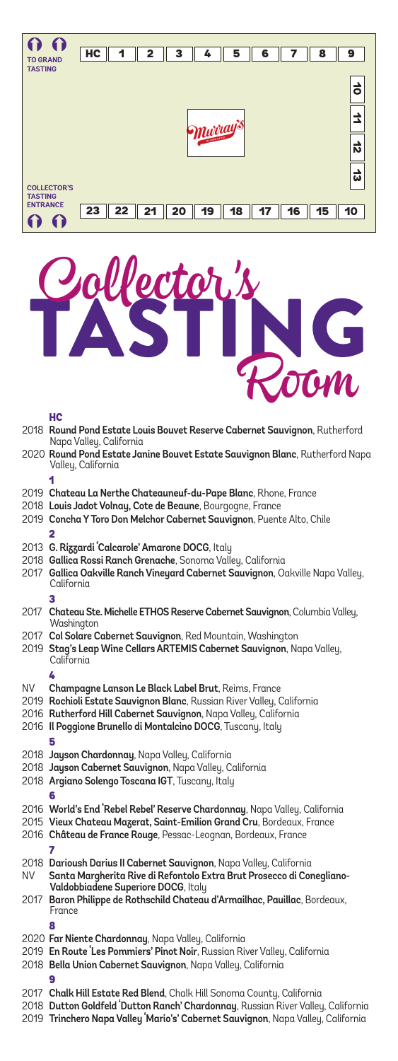TO GRAND TASTING

| HC | 1 | 2 | 3 | 4 | 5 | 6 | 7 | 8 | 9 |
|---|---|---|---|---|---|---|---|---|---|

10

11

12

13

Murray's

COLLECTOR'S TASTING ENTRANCE

| 23 | 22 | 21 | 20 | 19 | 18 | 17 | 16 | 15 | 10 |
|---|---|---|---|---|---|---|---|---|---|

# Collector's TASTING Room

### HC

- 2018 **Round Pond Estate Louis Bouvet Reserve Cabernet Sauvignon**, Rutherford Napa Valley, California
- 2020 **Round Pond Estate Janine Bouvet Estate Sauvignon Blanc**, Rutherford Napa Valley, California

### 1

- 2019 **Chateau La Nerthe Chateauneuf-du-Pape Blanc**, Rhone, France
- 2018 **Louis Jadot Volnay, Cote de Beaune**, Bourgogne, France
- 2019 **Concha Y Toro Don Melchor Cabernet Sauvignon**, Puente Alto, Chile

### 2

- 2013 **G. Rizzardi 'Calcarole' Amarone DOCG**, Italy
- 2018 **Gallica Rossi Ranch Grenache**, Sonoma Valley, California
- 2017 **Gallica Oakville Ranch Vineyard Cabernet Sauvignon**, Oakville Napa Valley, California

### 3

- 2017 **Chateau Ste. Michelle ETHOS Reserve Cabernet Sauvignon**, Columbia Valley, Washington
- 2017 **Col Solare Cabernet Sauvignon**, Red Mountain, Washington
- 2019 **Stag's Leap Wine Cellars ARTEMIS Cabernet Sauvignon**, Napa Valley, California

### 4

- NV **Champagne Lanson Le Black Label Brut**, Reims, France
- 2019 **Rochioli Estate Sauvignon Blanc**, Russian River Valley, California
- 2016 **Rutherford Hill Cabernet Sauvignon**, Napa Valley, California
- 2016 **Il Poggione Brunello di Montalcino DOCG**, Tuscany, Italy

### 5

- 2018 **Jayson Chardonnay**, Napa Valley, California
- 2018 **Jayson Cabernet Sauvignon**, Napa Valley, California
- 2018 **Argiano Solengo Toscana IGT**, Tuscany, Italy

### 6

- 2016 **World's End 'Rebel Rebel' Reserve Chardonnay**, Napa Valley, California
- 2015 **Vieux Chateau Mazerat, Saint-Emilion Grand Cru**, Bordeaux, France
- 2016 **Château de France Rouge**, Pessac-Leognan, Bordeaux, France

### 7

- 2018 **Darioush Darius II Cabernet Sauvignon**, Napa Valley, California
- NV **Santa Margherita Rive di Refontolo Extra Brut Prosecco di Conegliano-Valdobbiadene Superiore DOCG**, Italy
- 2017 **Baron Philippe de Rothschild Chateau d'Armailhac, Pauillac**, Bordeaux, France

### 8

- 2020 **Far Niente Chardonnay**, Napa Valley, California
- 2019 **En Route 'Les Pommiers' Pinot Noir**, Russian River Valley, California
- 2018 **Bella Union Cabernet Sauvignon**, Napa Valley, California

### 9

- 2017 **Chalk Hill Estate Red Blend**, Chalk Hill Sonoma County, California
- 2018 **Dutton Goldfeld 'Dutton Ranch' Chardonnay**, Russian River Valley, California
- 2019 **Trinchero Napa Valley 'Mario's' Cabernet Sauvignon**, Napa Valley, California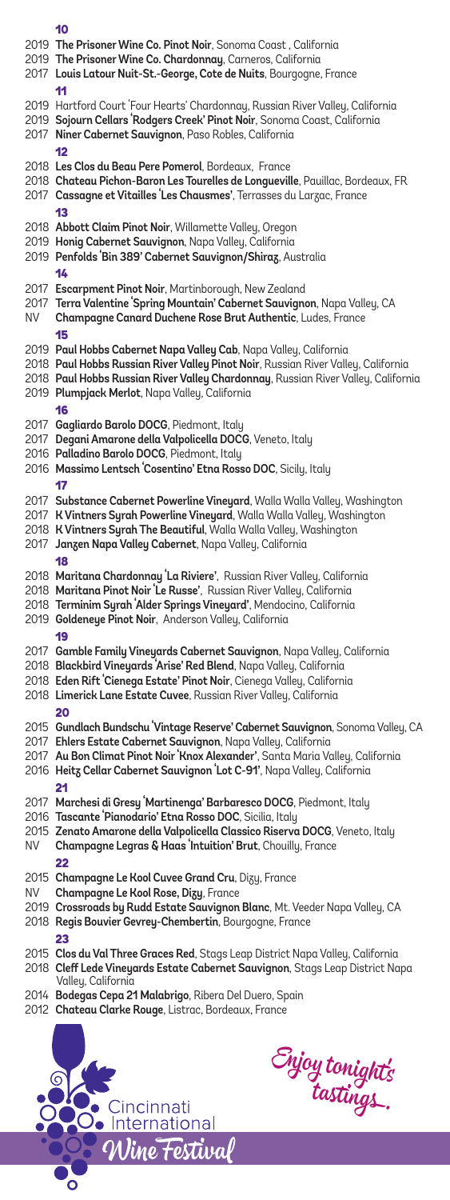## 10

- 2019 **The Prisoner Wine Co. Pinot Noir**, Sonoma Coast , California
- 2019 **The Prisoner Wine Co. Chardonnay**, Carneros, California
- 2017 **Louis Latour Nuit-St.-George, Cote de Nuits**, Bourgogne, France

## 11

- 2019 Hartford Court 'Four Hearts' Chardonnay, Russian River Valley, California
- 2019 **Sojourn Cellars 'Rodgers Creek' Pinot Noir**, Sonoma Coast, California
- 2017 **Niner Cabernet Sauvignon**, Paso Robles, California

## 12

- 2018 **Les Clos du Beau Pere Pomerol**, Bordeaux, France
- 2018 **Chateau Pichon-Baron Les Tourelles de Longueville**, Pauillac, Bordeaux, FR
- 2017 **Cassagne et Vitailles 'Les Chausmes'**, Terrasses du Larzac, France

## 13

- 2018 **Abbott Claim Pinot Noir**, Willamette Valley, Oregon
- 2019 **Honig Cabernet Sauvignon**, Napa Valley, California
- 2019 **Penfolds 'Bin 389' Cabernet Sauvignon/Shiraz**, Australia

## 14

- 2017 **Escarpment Pinot Noir**, Martinborough, New Zealand
- 2017 **Terra Valentine 'Spring Mountain' Cabernet Sauvignon**, Napa Valley, CA
- NV **Champagne Canard Duchene Rose Brut Authentic**, Ludes, France

## 15

- 2019 **Paul Hobbs Cabernet Napa Valley Cab**, Napa Valley, California
- 2018 **Paul Hobbs Russian River Valley Pinot Noir**, Russian River Valley, California
- 2018 **Paul Hobbs Russian River Valley Chardonnay**, Russian River Valley, California
- 2019 **Plumpjack Merlot**, Napa Valley, California

## 16

- 2017 **Gagliardo Barolo DOCG**, Piedmont, Italy
- 2017 **Degani Amarone della Valpolicella DOCG**, Veneto, Italy
- 2016 **Palladino Barolo DOCG**, Piedmont, Italy
- 2016 **Massimo Lentsch 'Cosentino' Etna Rosso DOC**, Sicily, Italy

## 17

- 2017 **Substance Cabernet Powerline Vineyard**, Walla Walla Valley, Washington
- 2017 **K Vintners Syrah Powerline Vineyard**, Walla Walla Valley, Washington
- 2018 **K Vintners Syrah The Beautiful**, Walla Walla Valley, Washington
- 2017 **Janzen Napa Valley Cabernet**, Napa Valley, California

## 18

- 2018 **Maritana Chardonnay 'La Riviere'**, Russian River Valley, California
- 2018 **Maritana Pinot Noir 'Le Russe'**, Russian River Valley, California
- 2018 **Terminim Syrah 'Alder Springs Vineyard'**, Mendocino, California
- 2019 **Goldeneye Pinot Noir**, Anderson Valley, California

## 19

- 2017 **Gamble Family Vineyards Cabernet Sauvignon**, Napa Valley, California
- 2018 **Blackbird Vineyards 'Arise' Red Blend**, Napa Valley, California
- 2018 **Eden Rift 'Cienega Estate' Pinot Noir**, Cienega Valley, California
- 2018 **Limerick Lane Estate Cuvee**, Russian River Valley, California

## 20

- 2015 **Gundlach Bundschu 'Vintage Reserve' Cabernet Sauvignon**, Sonoma Valley, CA
- 2017 **Ehlers Estate Cabernet Sauvignon**, Napa Valley, California
- 2017 **Au Bon Climat Pinot Noir 'Knox Alexander'**, Santa Maria Valley, California
- 2016 **Heitz Cellar Cabernet Sauvignon 'Lot C-91'**, Napa Valley, California

## 21

- 2017 **Marchesi di Gresy 'Martinenga' Barbaresco DOCG**, Piedmont, Italy
- 2016 **Tascante 'Pianodario' Etna Rosso DOC**, Sicilia, Italy
- 2015 **Zenato Amarone della Valpolicella Classico Riserva DOCG**, Veneto, Italy
- NV **Champagne Legras & Haas 'Intuition' Brut**, Chouilly, France

## 22

- 2015 **Champagne Le Kool Cuvee Grand Cru**, Dizy, France
- NV **Champagne Le Kool Rose, Dizy**, France
- 2019 **Crossroads by Rudd Estate Sauvignon Blanc**, Mt. Veeder Napa Valley, CA
- 2018 **Regis Bouvier Gevrey-Chembertin**, Bourgogne, France

## 23

- 2015 **Clos du Val Three Graces Red**, Stags Leap District Napa Valley, California
- 2018 **Cleff Lede Vineyards Estate Cabernet Sauvignon**, Stags Leap District Napa Valley, California
- 2014 **Bodegas Cepa 21 Malabrigo**, Ribera Del Duero, Spain
- 2012 **Chateau Clarke Rouge**, Listrac, Bordeaux, France

Cincinnati International Wine Festival

*Enjoy tonight's tastings.*